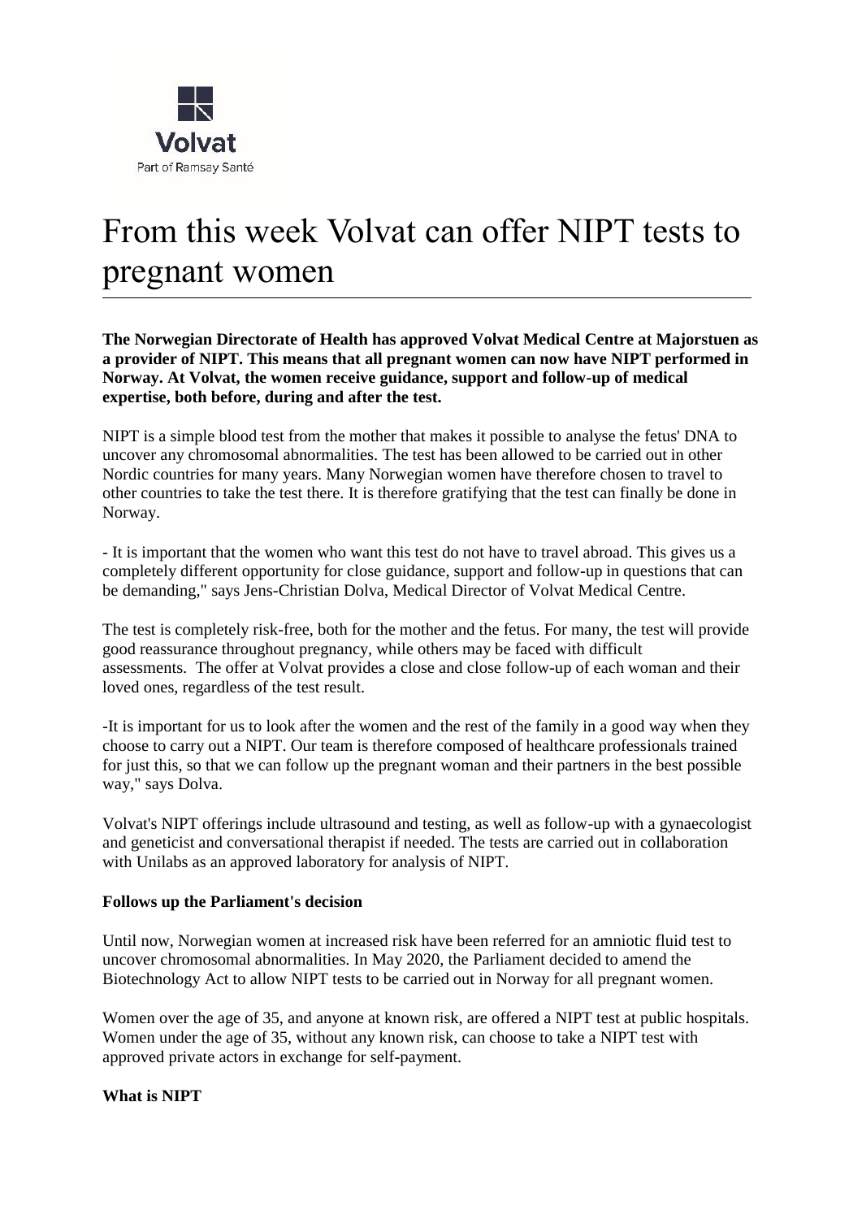Volvat

Part of Ramsay Santé

# From this week Volvat can offer NIPT tests to pregnant women

**The Norwegian Directorate of Health has approved Volvat Medical Centre at Majorstuen as a provider of NIPT. This means that all pregnant women can now have NIPT performed in Norway. At Volvat, the women receive guidance, support and follow-up of medical expertise, both before, during and after the test.**

NIPT is a simple blood test from the mother that makes it possible to analyse the fetus' DNA to uncover any chromosomal abnormalities. The test has been allowed to be carried out in other Nordic countries for many years. Many Norwegian women have therefore chosen to travel to other countries to take the test there. It is therefore gratifying that the test can finally be done in Norway.

- It is important that the women who want this test do not have to travel abroad. This gives us a completely different opportunity for close guidance, support and follow-up in questions that can be demanding," says Jens-Christian Dolva, Medical Director of Volvat Medical Centre.

The test is completely risk-free, both for the mother and the fetus. For many, the test will provide good reassurance throughout pregnancy, while others may be faced with difficult assessments. The offer at Volvat provides a close and close follow-up of each woman and their loved ones, regardless of the test result.

-It is important for us to look after the women and the rest of the family in a good way when they choose to carry out a NIPT. Our team is therefore composed of healthcare professionals trained for just this, so that we can follow up the pregnant woman and their partners in the best possible way," says Dolva.

Volvat's NIPT offerings include ultrasound and testing, as well as follow-up with a gynaecologist and geneticist and conversational therapist if needed. The tests are carried out in collaboration with Unilabs as an approved laboratory for analysis of NIPT.

**Follows up the Parliament's decision**

Until now, Norwegian women at increased risk have been referred for an amniotic fluid test to uncover chromosomal abnormalities. In May 2020, the Parliament decided to amend the Biotechnology Act to allow NIPT tests to be carried out in Norway for all pregnant women.

Women over the age of 35, and anyone at known risk, are offered a NIPT test at public hospitals. Women under the age of 35, without any known risk, can choose to take a NIPT test with approved private actors in exchange for self-payment.

**What is NIPT**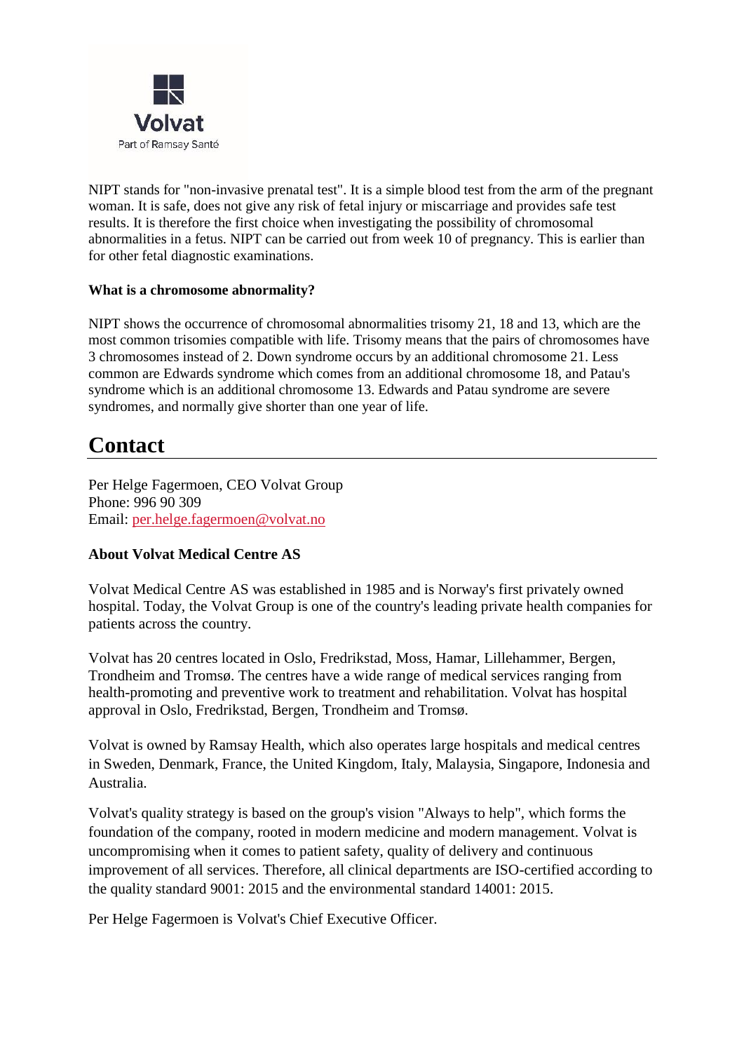Volvat

Part of Ramsay Santé

NIPT stands for "non-invasive prenatal test". It is a simple blood test from the arm of the pregnant woman. It is safe, does not give any risk of fetal injury or miscarriage and provides safe test results. It is therefore the first choice when investigating the possibility of chromosomal abnormalities in a fetus. NIPT can be carried out from week 10 of pregnancy. This is earlier than for other fetal diagnostic examinations.

**What is a chromosome abnormality?**

NIPT shows the occurrence of chromosomal abnormalities trisomy 21, 18 and 13, which are the most common trisomies compatible with life. Trisomy means that the pairs of chromosomes have 3 chromosomes instead of 2. Down syndrome occurs by an additional chromosome 21. Less common are Edwards syndrome which comes from an additional chromosome 18, and Patau's syndrome which is an additional chromosome 13. Edwards and Patau syndrome are severe syndromes, and normally give shorter than one year of life.

# Contact

Per Helge Fagermoen, CEO Volvat Group
Phone: 996 90 309
Email: per.helge.fagermoen@volvat.no

**About Volvat Medical Centre AS**

Volvat Medical Centre AS was established in 1985 and is Norway's first privately owned hospital. Today, the Volvat Group is one of the country's leading private health companies for patients across the country.

Volvat has 20 centres located in Oslo, Fredrikstad, Moss, Hamar, Lillehammer, Bergen, Trondheim and Tromsø. The centres have a wide range of medical services ranging from health-promoting and preventive work to treatment and rehabilitation. Volvat has hospital approval in Oslo, Fredrikstad, Bergen, Trondheim and Tromsø.

Volvat is owned by Ramsay Health, which also operates large hospitals and medical centres in Sweden, Denmark, France, the United Kingdom, Italy, Malaysia, Singapore, Indonesia and Australia.

Volvat's quality strategy is based on the group's vision "Always to help", which forms the foundation of the company, rooted in modern medicine and modern management. Volvat is uncompromising when it comes to patient safety, quality of delivery and continuous improvement of all services. Therefore, all clinical departments are ISO-certified according to the quality standard 9001: 2015 and the environmental standard 14001: 2015.

Per Helge Fagermoen is Volvat's Chief Executive Officer.